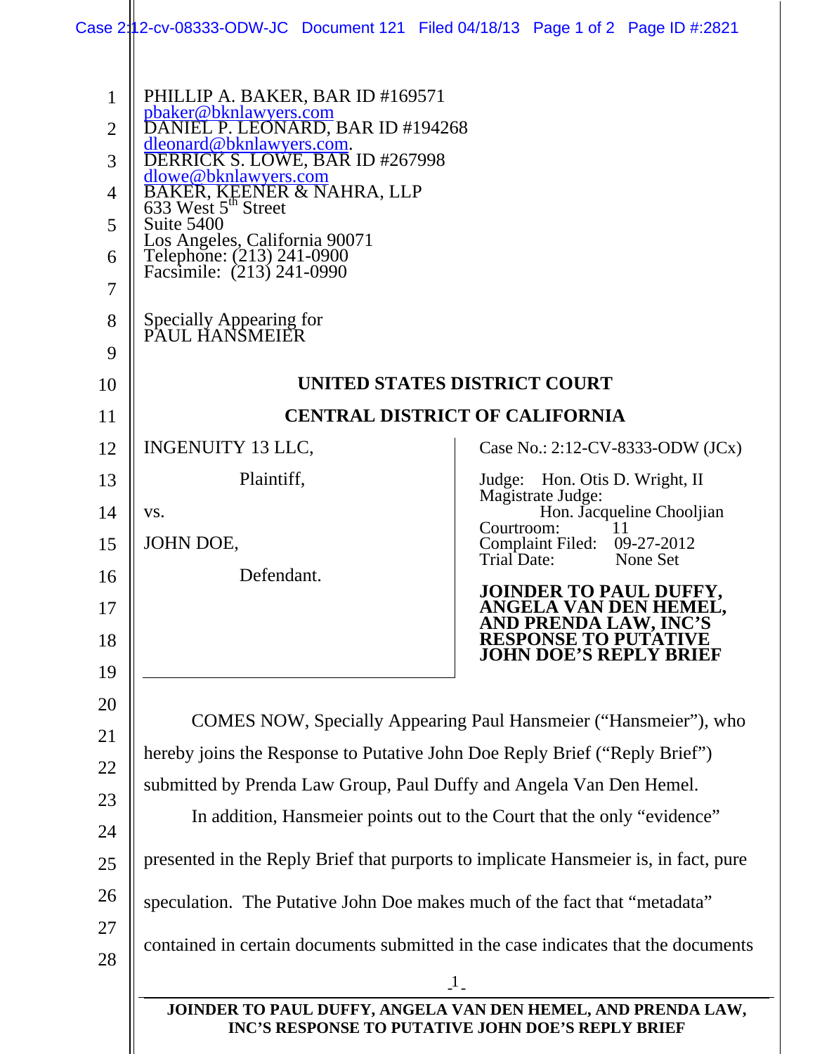PHILLIP A. BAKER, BAR ID #169571
pbaker@bknlawyers.com
DANIEL P. LEONARD, BAR ID #194268
dleonard@bknlawyers.com.
DERRICK S. LOWE, BAR ID #267998
dlowe@bknlawyers.com
BAKER, KEENER & NAHRA, LLP
633 West 5th Street
Suite 5400
Los Angeles, California 90071
Telephone: (213) 241-0900
Facsimile: (213) 241-0990

Specially Appearing for
PAUL HANSMEIER

**UNITED STATES DISTRICT COURT**

**CENTRAL DISTRICT OF CALIFORNIA**

| | |
|---|---|
| INGENUITY 13 LLC,<br><br>Plaintiff,<br><br>vs.<br><br>JOHN DOE,<br><br>Defendant. | Case No.: 2:12-CV-8333-ODW (JCx)<br><br>Judge: Hon. Otis D. Wright, II<br>Magistrate Judge: Hon. Jacqueline Chooljian<br>Courtroom: 11<br>Complaint Filed: 09-27-2012<br>Trial Date: None Set<br><br>**JOINDER TO PAUL DUFFY, ANGELA VAN DEN HEMEL, AND PRENDA LAW, INC'S RESPONSE TO PUTATIVE JOHN DOE'S REPLY BRIEF** |

COMES NOW, Specially Appearing Paul Hansmeier ("Hansmeier"), who hereby joins the Response to Putative John Doe Reply Brief ("Reply Brief") submitted by Prenda Law Group, Paul Duffy and Angela Van Den Hemel.

In addition, Hansmeier points out to the Court that the only "evidence" presented in the Reply Brief that purports to implicate Hansmeier is, in fact, pure speculation. The Putative John Doe makes much of the fact that "metadata" contained in certain documents submitted in the case indicates that the documents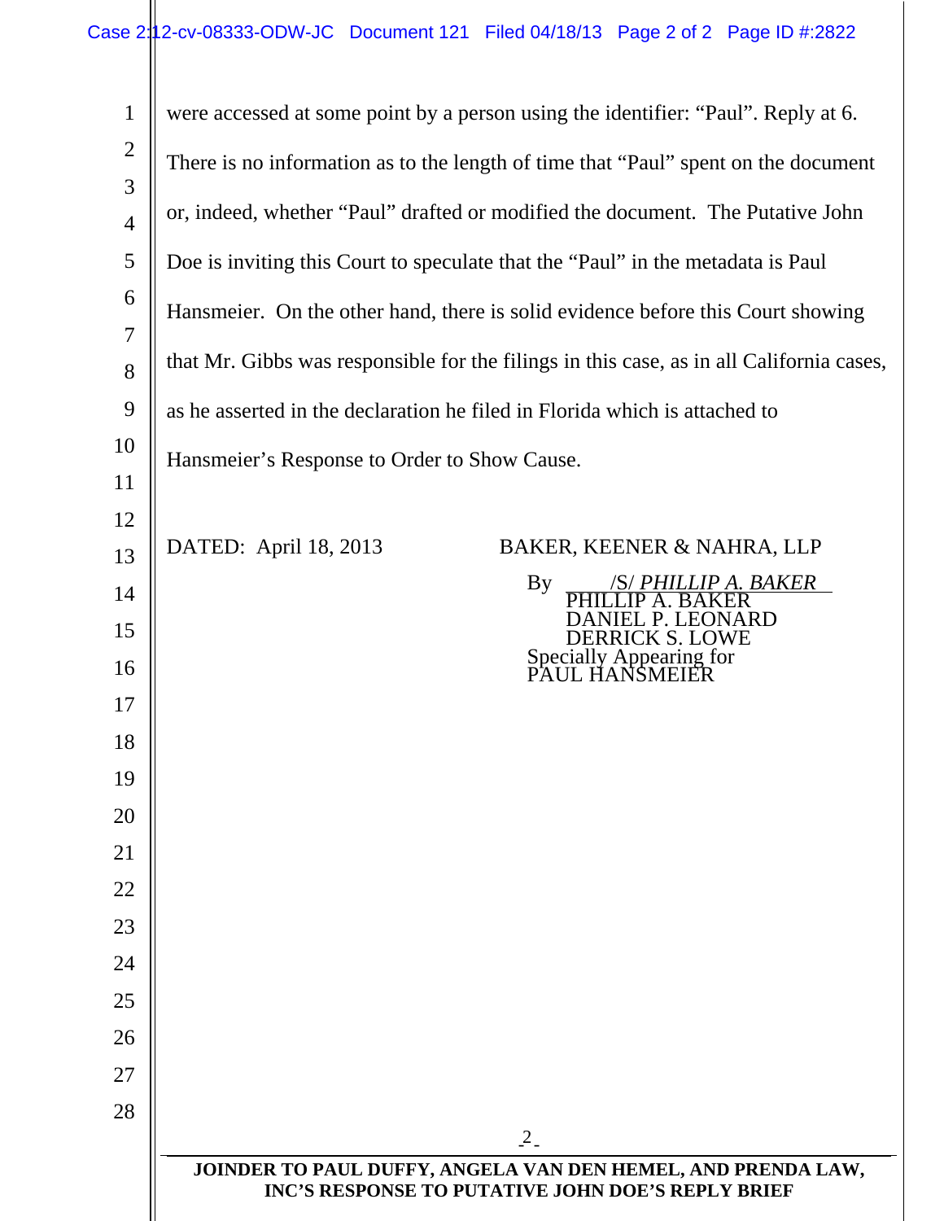were accessed at some point by a person using the identifier: "Paul". Reply at 6. There is no information as to the length of time that "Paul" spent on the document or, indeed, whether "Paul" drafted or modified the document. The Putative John Doe is inviting this Court to speculate that the "Paul" in the metadata is Paul Hansmeier. On the other hand, there is solid evidence before this Court showing that Mr. Gibbs was responsible for the filings in this case, as in all California cases, as he asserted in the declaration he filed in Florida which is attached to Hansmeier's Response to Order to Show Cause.

DATED: April 18, 2013

BAKER, KEENER & NAHRA, LLP

By /S/ *PHILLIP A. BAKER*
PHILLIP A. BAKER
DANIEL P. LEONARD
DERRICK S. LOWE
Specially Appearing for
PAUL HANSMEIER

**JOINDER TO PAUL DUFFY, ANGELA VAN DEN HEMEL, AND PRENDA LAW, INC'S RESPONSE TO PUTATIVE JOHN DOE'S REPLY BRIEF**